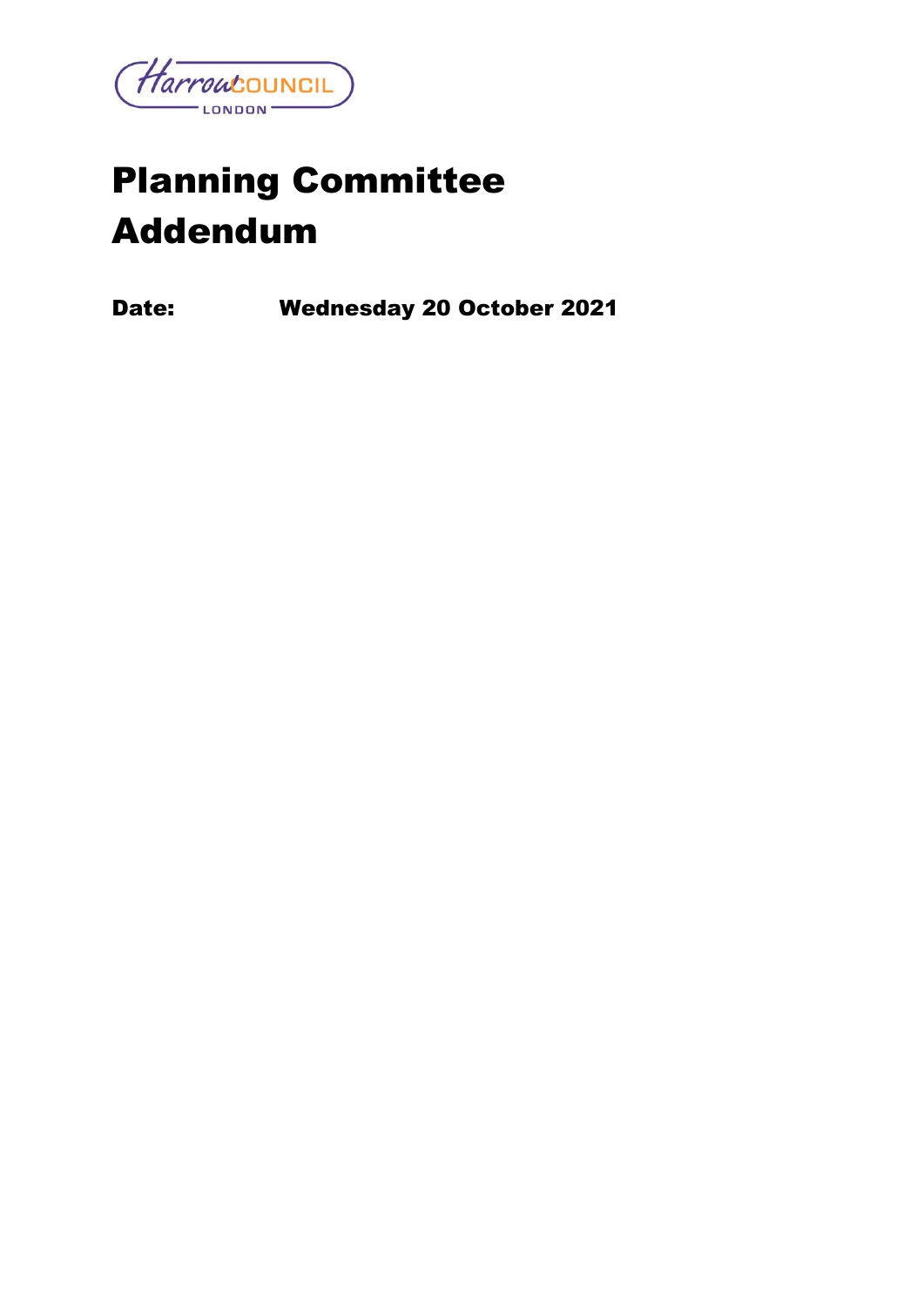# Planning Committee Addendum

**Date:** **Wednesday 20 October 2021**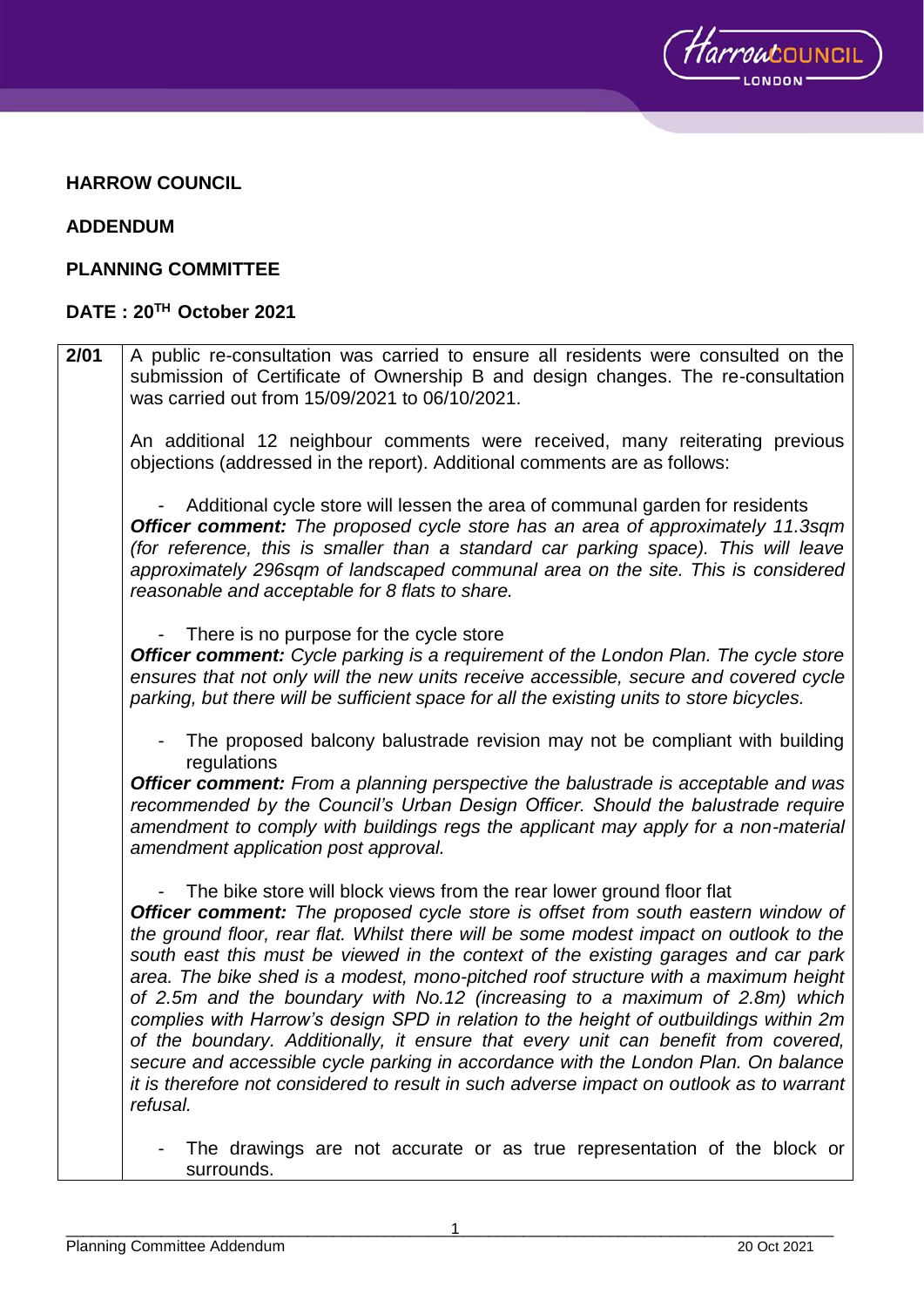**HARROW COUNCIL**

**ADDENDUM**

**PLANNING COMMITTEE**

**DATE : 20TH October 2021**

| | |
|---|---|
| **2/01** | A public re-consultation was carried to ensure all residents were consulted on the submission of Certificate of Ownership B and design changes. The re-consultation was carried out from 15/09/2021 to 06/10/2021.<br><br>An additional 12 neighbour comments were received, many reiterating previous objections (addressed in the report). Additional comments are as follows:<br><br>- Additional cycle store will lessen the area of communal garden for residents<br>***Officer comment:*** *The proposed cycle store has an area of approximately 11.3sqm (for reference, this is smaller than a standard car parking space). This will leave approximately 296sqm of landscaped communal area on the site. This is considered reasonable and acceptable for 8 flats to share.*<br><br>- There is no purpose for the cycle store<br>***Officer comment:*** *Cycle parking is a requirement of the London Plan. The cycle store ensures that not only will the new units receive accessible, secure and covered cycle parking, but there will be sufficient space for all the existing units to store bicycles.*<br><br>- The proposed balcony balustrade revision may not be compliant with building regulations<br>***Officer comment:*** *From a planning perspective the balustrade is acceptable and was recommended by the Council's Urban Design Officer. Should the balustrade require amendment to comply with buildings regs the applicant may apply for a non-material amendment application post approval.*<br><br>- The bike store will block views from the rear lower ground floor flat<br>***Officer comment:*** *The proposed cycle store is offset from south eastern window of the ground floor, rear flat. Whilst there will be some modest impact on outlook to the south east this must be viewed in the context of the existing garages and car park area. The bike shed is a modest, mono-pitched roof structure with a maximum height of 2.5m and the boundary with No.12 (increasing to a maximum of 2.8m) which complies with Harrow's design SPD in relation to the height of outbuildings within 2m of the boundary. Additionally, it ensure that every unit can benefit from covered, secure and accessible cycle parking in accordance with the London Plan. On balance it is therefore not considered to result in such adverse impact on outlook as to warrant refusal.*<br><br>- The drawings are not accurate or as true representation of the block or surrounds. |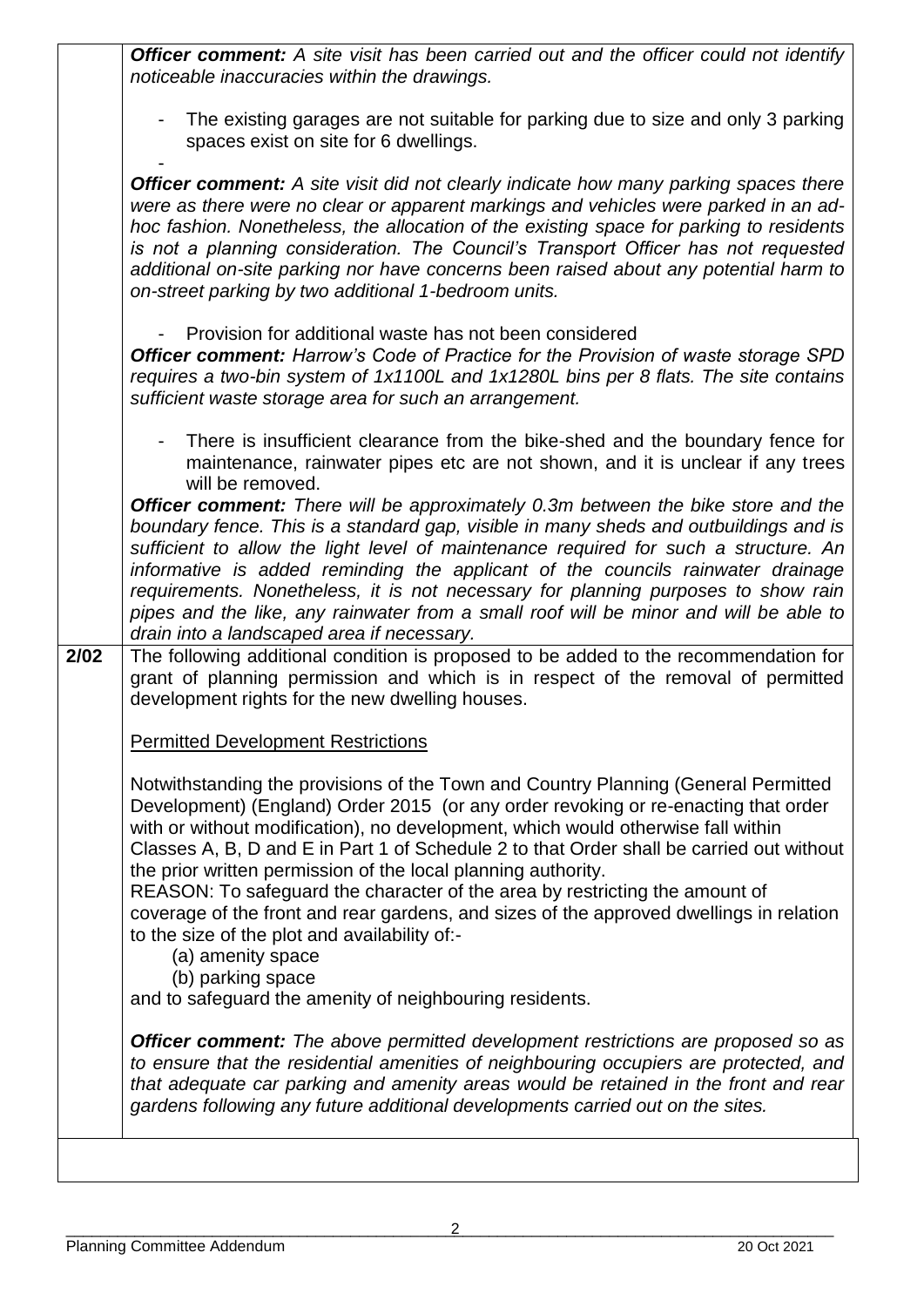| | |
|---|---|
| | ***Officer comment:*** *A site visit has been carried out and the officer could not identify noticeable inaccuracies within the drawings.*<br><br>- The existing garages are not suitable for parking due to size and only 3 parking spaces exist on site for 6 dwellings.<br>-<br><br>***Officer comment:*** *A site visit did not clearly indicate how many parking spaces there were as there were no clear or apparent markings and vehicles were parked in an ad-hoc fashion. Nonetheless, the allocation of the existing space for parking to residents is not a planning consideration. The Council's Transport Officer has not requested additional on-site parking nor have concerns been raised about any potential harm to on-street parking by two additional 1-bedroom units.*<br><br>- Provision for additional waste has not been considered<br><br>***Officer comment:*** *Harrow's Code of Practice for the Provision of waste storage SPD requires a two-bin system of 1x1100L and 1x1280L bins per 8 flats. The site contains sufficient waste storage area for such an arrangement.*<br><br>- There is insufficient clearance from the bike-shed and the boundary fence for maintenance, rainwater pipes etc are not shown, and it is unclear if any trees will be removed.<br><br>***Officer comment:*** *There will be approximately 0.3m between the bike store and the boundary fence. This is a standard gap, visible in many sheds and outbuildings and is sufficient to allow the light level of maintenance required for such a structure. An informative is added reminding the applicant of the councils rainwater drainage requirements. Nonetheless, it is not necessary for planning purposes to show rain pipes and the like, any rainwater from a small roof will be minor and will be able to drain into a landscaped area if necessary.* |
| **2/02** | The following additional condition is proposed to be added to the recommendation for grant of planning permission and which is in respect of the removal of permitted development rights for the new dwelling houses.<br><br><u>Permitted Development Restrictions</u><br><br>Notwithstanding the provisions of the Town and Country Planning (General Permitted Development) (England) Order 2015 (or any order revoking or re-enacting that order with or without modification), no development, which would otherwise fall within Classes A, B, D and E in Part 1 of Schedule 2 to that Order shall be carried out without the prior written permission of the local planning authority.<br>REASON: To safeguard the character of the area by restricting the amount of coverage of the front and rear gardens, and sizes of the approved dwellings in relation to the size of the plot and availability of:-<br>(a) amenity space<br>(b) parking space<br>and to safeguard the amenity of neighbouring residents.<br><br>***Officer comment:*** *The above permitted development restrictions are proposed so as to ensure that the residential amenities of neighbouring occupiers are protected, and that adequate car parking and amenity areas would be retained in the front and rear gardens following any future additional developments carried out on the sites.* |
| | |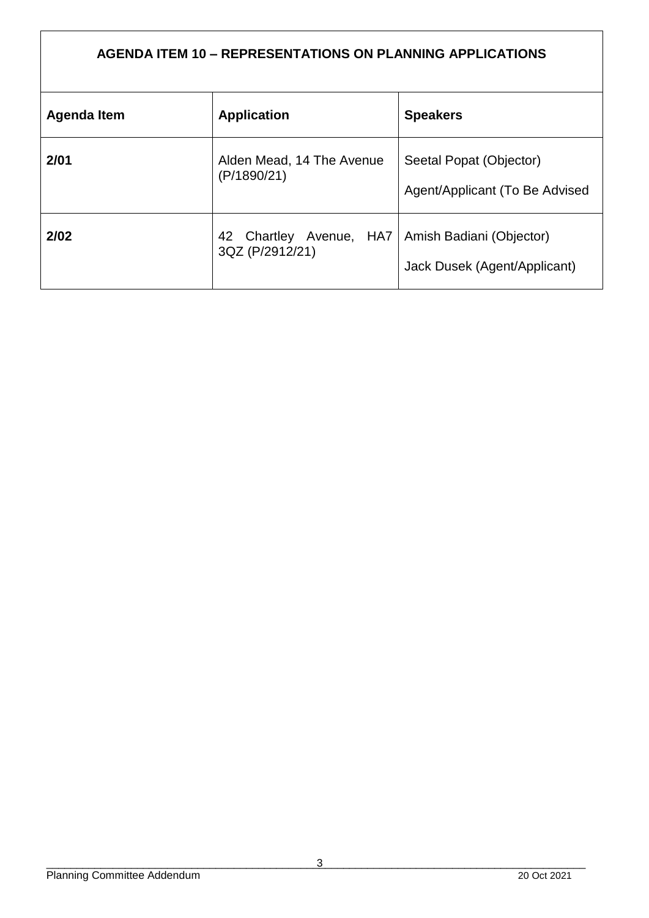| AGENDA ITEM 10 – REPRESENTATIONS ON PLANNING APPLICATIONS | | |
|---|---|---|
| **Agenda Item** | **Application** | **Speakers** |
| **2/01** | Alden Mead, 14 The Avenue (P/1890/21) | Seetal Popat (Objector)<br>Agent/Applicant (To Be Advised |
| **2/02** | 42 Chartley Avenue, HA7 3QZ (P/2912/21) | Amish Badiani (Objector)<br>Jack Dusek (Agent/Applicant) |